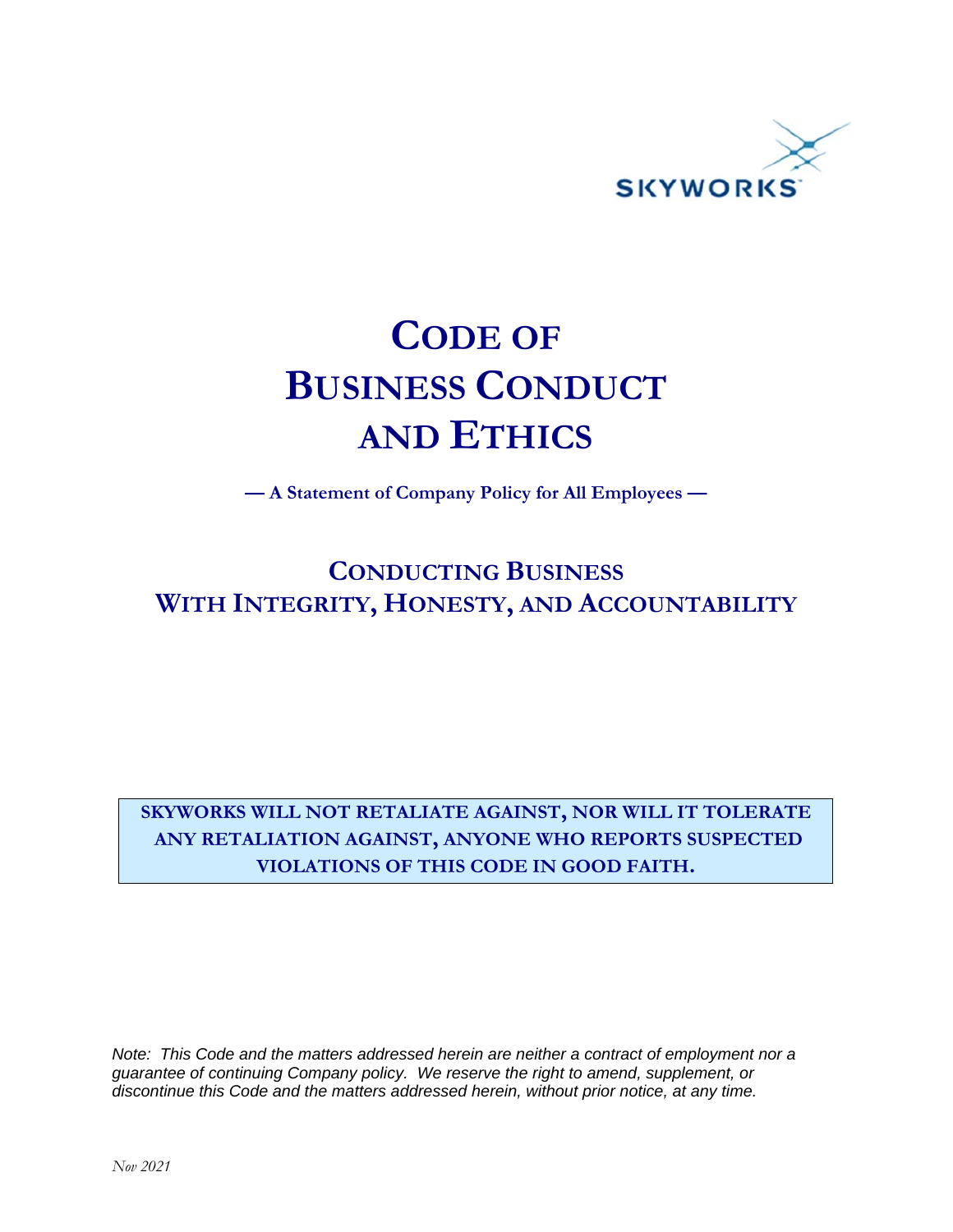SKYWORKS

# CODE OF BUSINESS CONDUCT AND ETHICS

**— A Statement of Company Policy for All Employees —**

## CONDUCTING BUSINESS WITH INTEGRITY, HONESTY, AND ACCOUNTABILITY

**SKYWORKS WILL NOT RETALIATE AGAINST, NOR WILL IT TOLERATE ANY RETALIATION AGAINST, ANYONE WHO REPORTS SUSPECTED VIOLATIONS OF THIS CODE IN GOOD FAITH.**

*Note: This Code and the matters addressed herein are neither a contract of employment nor a guarantee of continuing Company policy. We reserve the right to amend, supplement, or discontinue this Code and the matters addressed herein, without prior notice, at any time.*

*Nov 2021*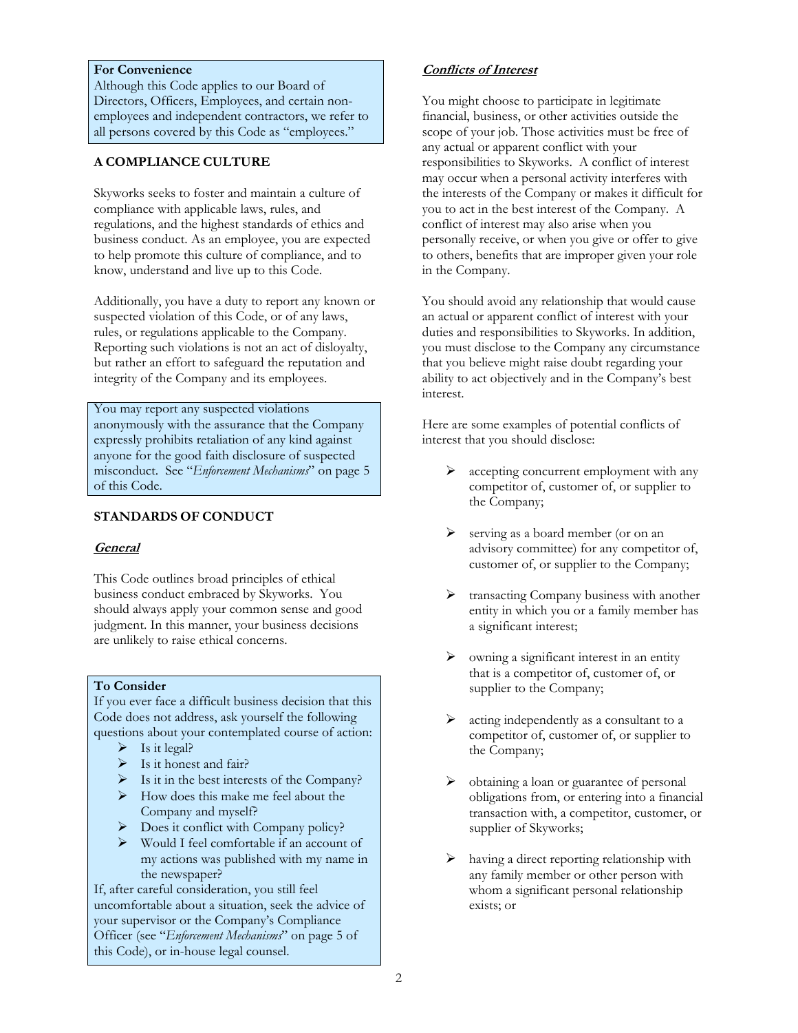**For Convenience**
Although this Code applies to our Board of Directors, Officers, Employees, and certain non-employees and independent contractors, we refer to all persons covered by this Code as "employees."

## A COMPLIANCE CULTURE

Skyworks seeks to foster and maintain a culture of compliance with applicable laws, rules, and regulations, and the highest standards of ethics and business conduct. As an employee, you are expected to help promote this culture of compliance, and to know, understand and live up to this Code.

Additionally, you have a duty to report any known or suspected violation of this Code, or of any laws, rules, or regulations applicable to the Company. Reporting such violations is not an act of disloyalty, but rather an effort to safeguard the reputation and integrity of the Company and its employees.

You may report any suspected violations anonymously with the assurance that the Company expressly prohibits retaliation of any kind against anyone for the good faith disclosure of suspected misconduct. See "*Enforcement Mechanisms*" on page 5 of this Code.

## STANDARDS OF CONDUCT

### *General*

This Code outlines broad principles of ethical business conduct embraced by Skyworks. You should always apply your common sense and good judgment. In this manner, your business decisions are unlikely to raise ethical concerns.

**To Consider**
If you ever face a difficult business decision that this Code does not address, ask yourself the following questions about your contemplated course of action:

- Is it legal?
- Is it honest and fair?
- Is it in the best interests of the Company?
- How does this make me feel about the Company and myself?
- Does it conflict with Company policy?
- Would I feel comfortable if an account of my actions was published with my name in the newspaper?

If, after careful consideration, you still feel uncomfortable about a situation, seek the advice of your supervisor or the Company's Compliance Officer (see "*Enforcement Mechanisms*" on page 5 of this Code), or in-house legal counsel.

### *Conflicts of Interest*

You might choose to participate in legitimate financial, business, or other activities outside the scope of your job. Those activities must be free of any actual or apparent conflict with your responsibilities to Skyworks. A conflict of interest may occur when a personal activity interferes with the interests of the Company or makes it difficult for you to act in the best interest of the Company. A conflict of interest may also arise when you personally receive, or when you give or offer to give to others, benefits that are improper given your role in the Company.

You should avoid any relationship that would cause an actual or apparent conflict of interest with your duties and responsibilities to Skyworks. In addition, you must disclose to the Company any circumstance that you believe might raise doubt regarding your ability to act objectively and in the Company's best interest.

Here are some examples of potential conflicts of interest that you should disclose:

- accepting concurrent employment with any competitor of, customer of, or supplier to the Company;
- serving as a board member (or on an advisory committee) for any competitor of, customer of, or supplier to the Company;
- transacting Company business with another entity in which you or a family member has a significant interest;
- owning a significant interest in an entity that is a competitor of, customer of, or supplier to the Company;
- acting independently as a consultant to a competitor of, customer of, or supplier to the Company;
- obtaining a loan or guarantee of personal obligations from, or entering into a financial transaction with, a competitor, customer, or supplier of Skyworks;
- having a direct reporting relationship with any family member or other person with whom a significant personal relationship exists; or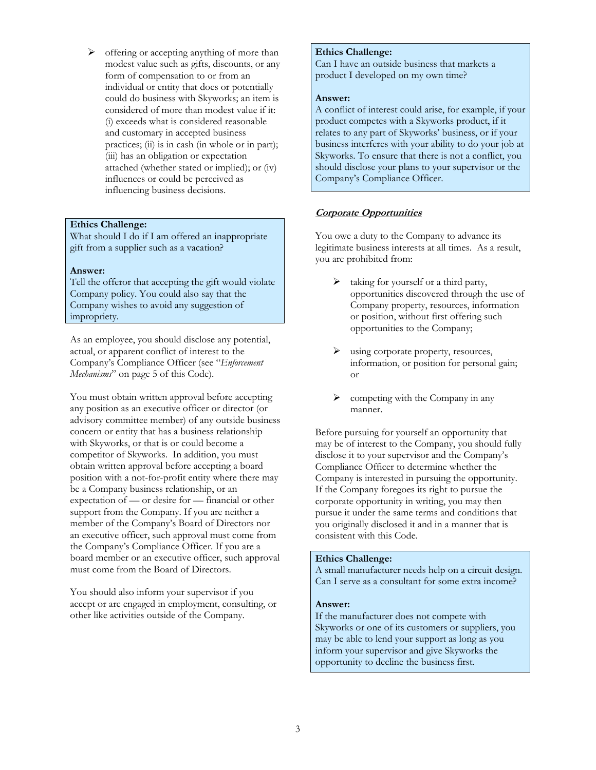- offering or accepting anything of more than modest value such as gifts, discounts, or any form of compensation to or from an individual or entity that does or potentially could do business with Skyworks; an item is considered of more than modest value if it: (i) exceeds what is considered reasonable and customary in accepted business practices; (ii) is in cash (in whole or in part); (iii) has an obligation or expectation attached (whether stated or implied); or (iv) influences or could be perceived as influencing business decisions.

> **Ethics Challenge:**
> What should I do if I am offered an inappropriate gift from a supplier such as a vacation?
>
> **Answer:**
> Tell the offeror that accepting the gift would violate Company policy. You could also say that the Company wishes to avoid any suggestion of impropriety.

As an employee, you should disclose any potential, actual, or apparent conflict of interest to the Company's Compliance Officer (see "*Enforcement Mechanisms*" on page 5 of this Code).

You must obtain written approval before accepting any position as an executive officer or director (or advisory committee member) of any outside business concern or entity that has a business relationship with Skyworks, or that is or could become a competitor of Skyworks. In addition, you must obtain written approval before accepting a board position with a not-for-profit entity where there may be a Company business relationship, or an expectation of — or desire for — financial or other support from the Company. If you are neither a member of the Company's Board of Directors nor an executive officer, such approval must come from the Company's Compliance Officer. If you are a board member or an executive officer, such approval must come from the Board of Directors.

You should also inform your supervisor if you accept or are engaged in employment, consulting, or other like activities outside of the Company.

> **Ethics Challenge:**
> Can I have an outside business that markets a product I developed on my own time?
>
> **Answer:**
> A conflict of interest could arise, for example, if your product competes with a Skyworks product, if it relates to any part of Skyworks' business, or if your business interferes with your ability to do your job at Skyworks. To ensure that there is not a conflict, you should disclose your plans to your supervisor or the Company's Compliance Officer.

### ***Corporate Opportunities***

You owe a duty to the Company to advance its legitimate business interests at all times. As a result, you are prohibited from:

- taking for yourself or a third party, opportunities discovered through the use of Company property, resources, information or position, without first offering such opportunities to the Company;
- using corporate property, resources, information, or position for personal gain; or
- competing with the Company in any manner.

Before pursuing for yourself an opportunity that may be of interest to the Company, you should fully disclose it to your supervisor and the Company's Compliance Officer to determine whether the Company is interested in pursuing the opportunity. If the Company foregoes its right to pursue the corporate opportunity in writing, you may then pursue it under the same terms and conditions that you originally disclosed it and in a manner that is consistent with this Code.

> **Ethics Challenge:**
> A small manufacturer needs help on a circuit design. Can I serve as a consultant for some extra income?
>
> **Answer:**
> If the manufacturer does not compete with Skyworks or one of its customers or suppliers, you may be able to lend your support as long as you inform your supervisor and give Skyworks the opportunity to decline the business first.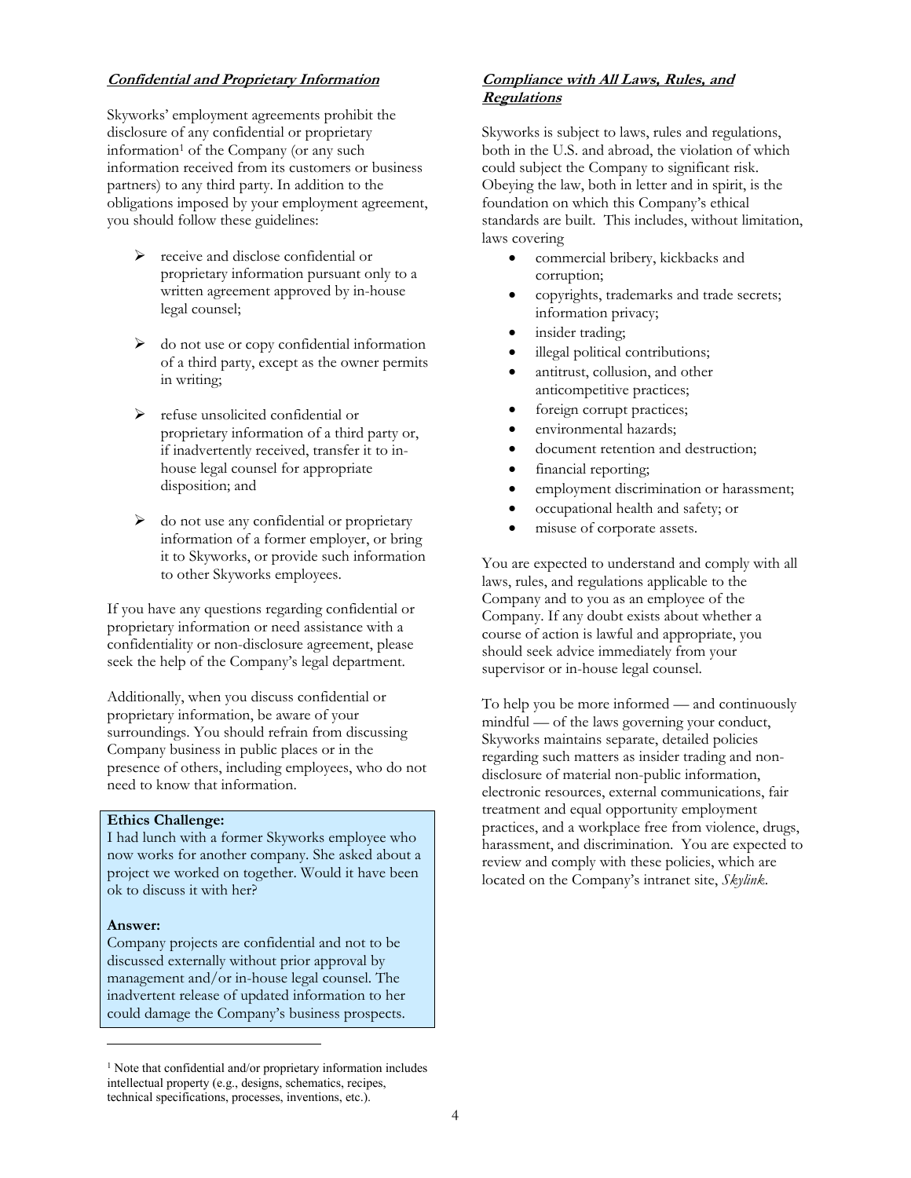### Confidential and Proprietary Information

Skyworks' employment agreements prohibit the disclosure of any confidential or proprietary information[1] of the Company (or any such information received from its customers or business partners) to any third party. In addition to the obligations imposed by your employment agreement, you should follow these guidelines:

- receive and disclose confidential or proprietary information pursuant only to a written agreement approved by in-house legal counsel;
- do not use or copy confidential information of a third party, except as the owner permits in writing;
- refuse unsolicited confidential or proprietary information of a third party or, if inadvertently received, transfer it to in-house legal counsel for appropriate disposition; and
- do not use any confidential or proprietary information of a former employer, or bring it to Skyworks, or provide such information to other Skyworks employees.

If you have any questions regarding confidential or proprietary information or need assistance with a confidentiality or non-disclosure agreement, please seek the help of the Company's legal department.

Additionally, when you discuss confidential or proprietary information, be aware of your surroundings. You should refrain from discussing Company business in public places or in the presence of others, including employees, who do not need to know that information.

**Ethics Challenge:**
I had lunch with a former Skyworks employee who now works for another company. She asked about a project we worked on together. Would it have been ok to discuss it with her?

**Answer:**
Company projects are confidential and not to be discussed externally without prior approval by management and/or in-house legal counsel. The inadvertent release of updated information to her could damage the Company's business prospects.

[1] Note that confidential and/or proprietary information includes intellectual property (e.g., designs, schematics, recipes, technical specifications, processes, inventions, etc.).

### Compliance with All Laws, Rules, and Regulations

Skyworks is subject to laws, rules and regulations, both in the U.S. and abroad, the violation of which could subject the Company to significant risk. Obeying the law, both in letter and in spirit, is the foundation on which this Company's ethical standards are built. This includes, without limitation, laws covering

- commercial bribery, kickbacks and corruption;
- copyrights, trademarks and trade secrets; information privacy;
- insider trading;
- illegal political contributions;
- antitrust, collusion, and other anticompetitive practices;
- foreign corrupt practices;
- environmental hazards;
- document retention and destruction;
- financial reporting;
- employment discrimination or harassment;
- occupational health and safety; or
- misuse of corporate assets.

You are expected to understand and comply with all laws, rules, and regulations applicable to the Company and to you as an employee of the Company. If any doubt exists about whether a course of action is lawful and appropriate, you should seek advice immediately from your supervisor or in-house legal counsel.

To help you be more informed — and continuously mindful — of the laws governing your conduct, Skyworks maintains separate, detailed policies regarding such matters as insider trading and non-disclosure of material non-public information, electronic resources, external communications, fair treatment and equal opportunity employment practices, and a workplace free from violence, drugs, harassment, and discrimination. You are expected to review and comply with these policies, which are located on the Company's intranet site, *Skylink*.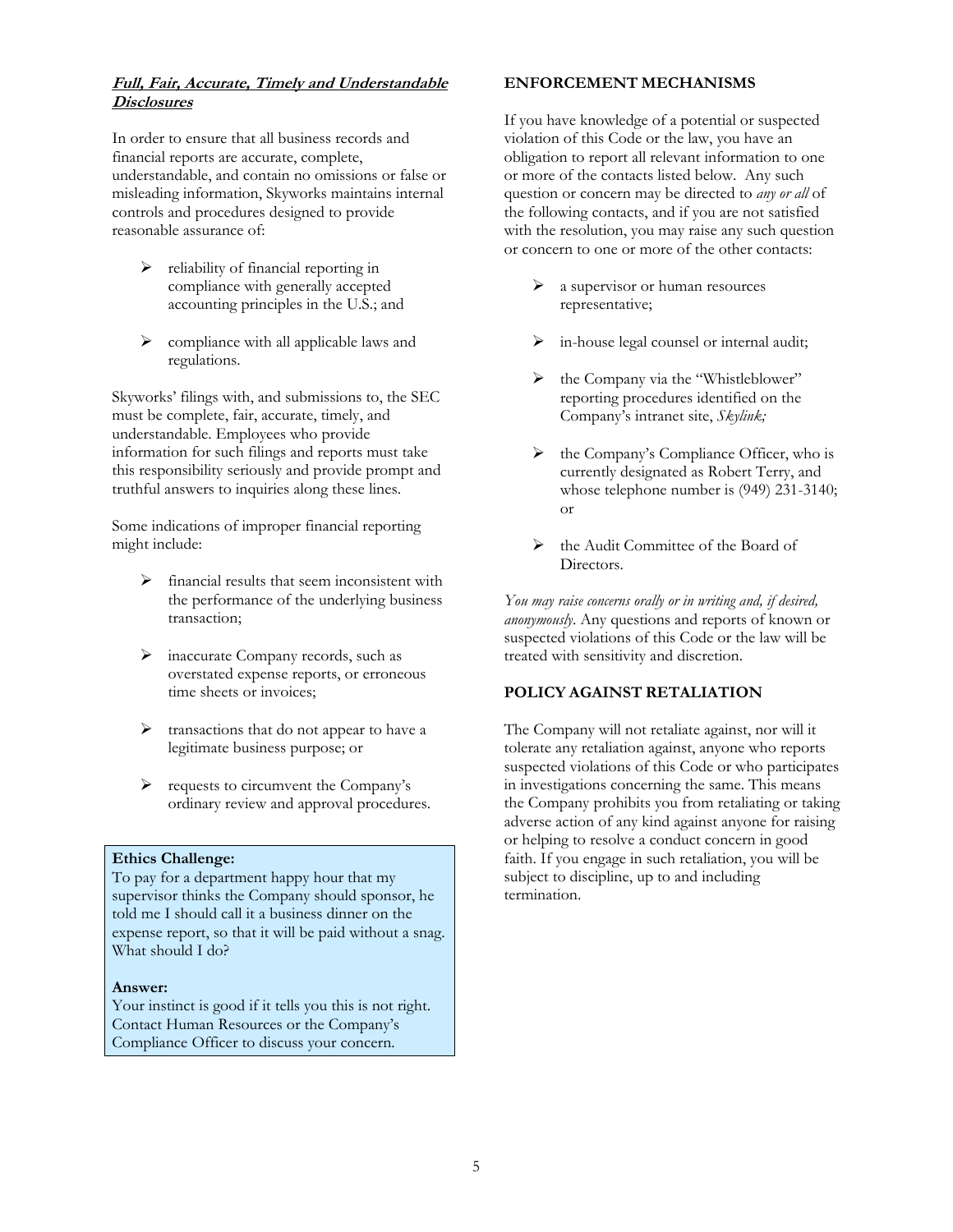### ***Full, Fair, Accurate, Timely and Understandable Disclosures***

In order to ensure that all business records and financial reports are accurate, complete, understandable, and contain no omissions or false or misleading information, Skyworks maintains internal controls and procedures designed to provide reasonable assurance of:

- reliability of financial reporting in compliance with generally accepted accounting principles in the U.S.; and
- compliance with all applicable laws and regulations.

Skyworks' filings with, and submissions to, the SEC must be complete, fair, accurate, timely, and understandable. Employees who provide information for such filings and reports must take this responsibility seriously and provide prompt and truthful answers to inquiries along these lines.

Some indications of improper financial reporting might include:

- financial results that seem inconsistent with the performance of the underlying business transaction;
- inaccurate Company records, such as overstated expense reports, or erroneous time sheets or invoices;
- transactions that do not appear to have a legitimate business purpose; or
- requests to circumvent the Company's ordinary review and approval procedures.

> **Ethics Challenge:**
> To pay for a department happy hour that my supervisor thinks the Company should sponsor, he told me I should call it a business dinner on the expense report, so that it will be paid without a snag. What should I do?
>
> **Answer:**
> Your instinct is good if it tells you this is not right. Contact Human Resources or the Company's Compliance Officer to discuss your concern.

## ENFORCEMENT MECHANISMS

If you have knowledge of a potential or suspected violation of this Code or the law, you have an obligation to report all relevant information to one or more of the contacts listed below. Any such question or concern may be directed to *any or all* of the following contacts, and if you are not satisfied with the resolution, you may raise any such question or concern to one or more of the other contacts:

- a supervisor or human resources representative;
- in-house legal counsel or internal audit;
- the Company via the "Whistleblower" reporting procedures identified on the Company's intranet site, *Skylink;*
- the Company's Compliance Officer, who is currently designated as Robert Terry, and whose telephone number is (949) 231-3140; or
- the Audit Committee of the Board of Directors.

*You may raise concerns orally or in writing and, if desired, anonymously.* Any questions and reports of known or suspected violations of this Code or the law will be treated with sensitivity and discretion.

## POLICY AGAINST RETALIATION

The Company will not retaliate against, nor will it tolerate any retaliation against, anyone who reports suspected violations of this Code or who participates in investigations concerning the same. This means the Company prohibits you from retaliating or taking adverse action of any kind against anyone for raising or helping to resolve a conduct concern in good faith. If you engage in such retaliation, you will be subject to discipline, up to and including termination.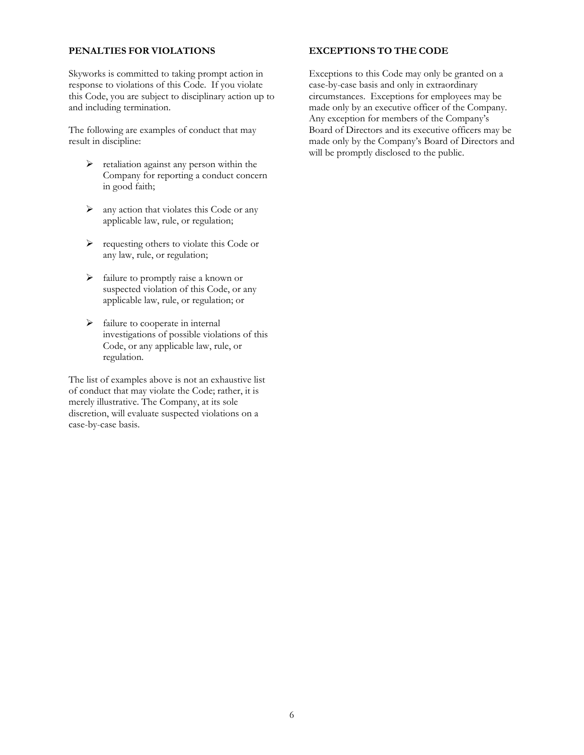## PENALTIES FOR VIOLATIONS

Skyworks is committed to taking prompt action in response to violations of this Code. If you violate this Code, you are subject to disciplinary action up to and including termination.

The following are examples of conduct that may result in discipline:

- retaliation against any person within the Company for reporting a conduct concern in good faith;
- any action that violates this Code or any applicable law, rule, or regulation;
- requesting others to violate this Code or any law, rule, or regulation;
- failure to promptly raise a known or suspected violation of this Code, or any applicable law, rule, or regulation; or
- failure to cooperate in internal investigations of possible violations of this Code, or any applicable law, rule, or regulation.

The list of examples above is not an exhaustive list of conduct that may violate the Code; rather, it is merely illustrative. The Company, at its sole discretion, will evaluate suspected violations on a case-by-case basis.

## EXCEPTIONS TO THE CODE

Exceptions to this Code may only be granted on a case-by-case basis and only in extraordinary circumstances. Exceptions for employees may be made only by an executive officer of the Company. Any exception for members of the Company's Board of Directors and its executive officers may be made only by the Company's Board of Directors and will be promptly disclosed to the public.